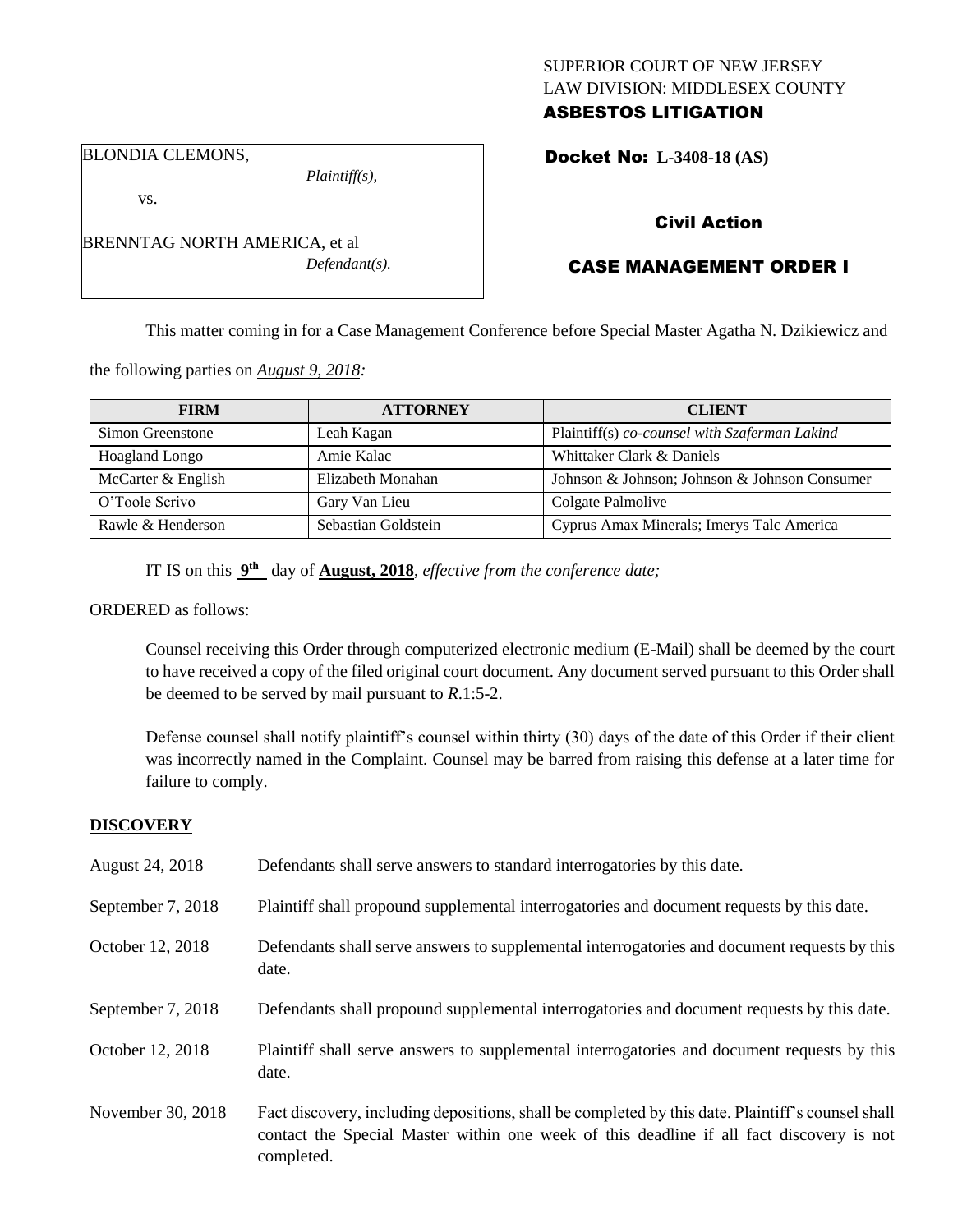SUPERIOR COURT OF NEW JERSEY
LAW DIVISION: MIDDLESEX COUNTY
**ASBESTOS LITIGATION**

BLONDIA CLEMONS,
*Plaintiff(s),*

vs.

BRENNTAG NORTH AMERICA, et al
*Defendant(s).*

**Docket No: L-3408-18 (AS)**

**Civil Action**

**CASE MANAGEMENT ORDER I**

This matter coming in for a Case Management Conference before Special Master Agatha N. Dzikiewicz and the following parties on *August 9, 2018:*

| FIRM | ATTORNEY | CLIENT |
|---|---|---|
| Simon Greenstone | Leah Kagan | Plaintiff(s) *co-counsel with Szaferman Lakind* |
| Hoagland Longo | Amie Kalac | Whittaker Clark & Daniels |
| McCarter & English | Elizabeth Monahan | Johnson & Johnson; Johnson & Johnson Consumer |
| O'Toole Scrivo | Gary Van Lieu | Colgate Palmolive |
| Rawle & Henderson | Sebastian Goldstein | Cyprus Amax Minerals; Imerys Talc America |

IT IS on this **9th** day of **August, 2018**, *effective from the conference date;*

ORDERED as follows:

Counsel receiving this Order through computerized electronic medium (E-Mail) shall be deemed by the court to have received a copy of the filed original court document. Any document served pursuant to this Order shall be deemed to be served by mail pursuant to *R*.1:5-2.

Defense counsel shall notify plaintiff's counsel within thirty (30) days of the date of this Order if their client was incorrectly named in the Complaint. Counsel may be barred from raising this defense at a later time for failure to comply.

## DISCOVERY

| | |
|---|---|
| August 24, 2018 | Defendants shall serve answers to standard interrogatories by this date. |
| September 7, 2018 | Plaintiff shall propound supplemental interrogatories and document requests by this date. |
| October 12, 2018 | Defendants shall serve answers to supplemental interrogatories and document requests by this date. |
| September 7, 2018 | Defendants shall propound supplemental interrogatories and document requests by this date. |
| October 12, 2018 | Plaintiff shall serve answers to supplemental interrogatories and document requests by this date. |
| November 30, 2018 | Fact discovery, including depositions, shall be completed by this date. Plaintiff's counsel shall contact the Special Master within one week of this deadline if all fact discovery is not completed. |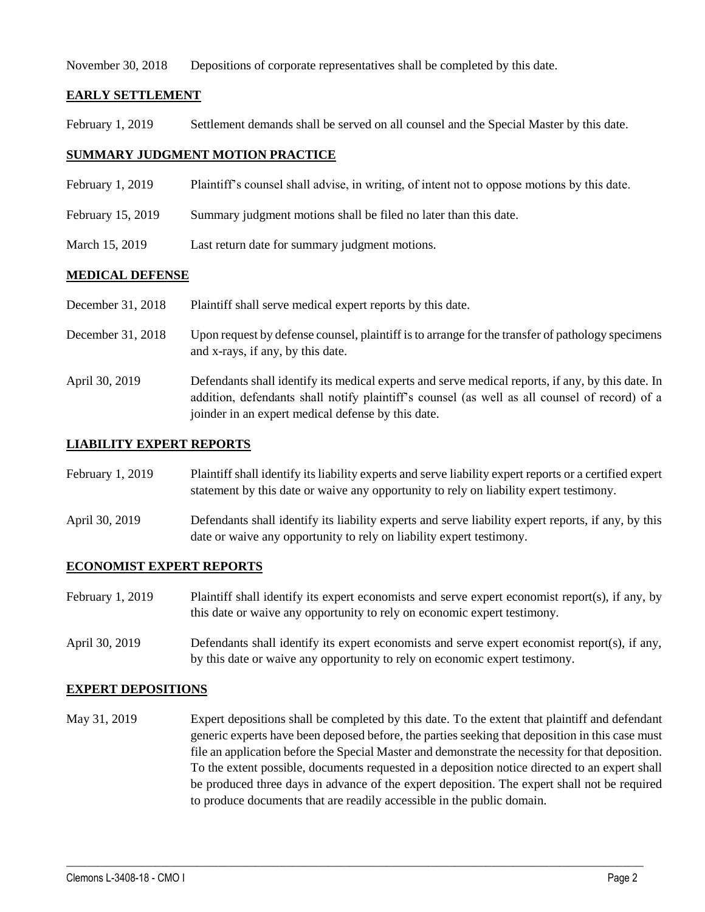November 30, 2018 Depositions of corporate representatives shall be completed by this date.

## EARLY SETTLEMENT

February 1, 2019 Settlement demands shall be served on all counsel and the Special Master by this date.

## SUMMARY JUDGMENT MOTION PRACTICE

February 1, 2019 Plaintiff's counsel shall advise, in writing, of intent not to oppose motions by this date.

February 15, 2019 Summary judgment motions shall be filed no later than this date.

March 15, 2019 Last return date for summary judgment motions.

## MEDICAL DEFENSE

December 31, 2018 Plaintiff shall serve medical expert reports by this date.

December 31, 2018 Upon request by defense counsel, plaintiff is to arrange for the transfer of pathology specimens and x-rays, if any, by this date.

April 30, 2019 Defendants shall identify its medical experts and serve medical reports, if any, by this date. In addition, defendants shall notify plaintiff's counsel (as well as all counsel of record) of a joinder in an expert medical defense by this date.

## LIABILITY EXPERT REPORTS

February 1, 2019 Plaintiff shall identify its liability experts and serve liability expert reports or a certified expert statement by this date or waive any opportunity to rely on liability expert testimony.

April 30, 2019 Defendants shall identify its liability experts and serve liability expert reports, if any, by this date or waive any opportunity to rely on liability expert testimony.

## ECONOMIST EXPERT REPORTS

February 1, 2019 Plaintiff shall identify its expert economists and serve expert economist report(s), if any, by this date or waive any opportunity to rely on economic expert testimony.

April 30, 2019 Defendants shall identify its expert economists and serve expert economist report(s), if any, by this date or waive any opportunity to rely on economic expert testimony.

## EXPERT DEPOSITIONS

May 31, 2019 Expert depositions shall be completed by this date. To the extent that plaintiff and defendant generic experts have been deposed before, the parties seeking that deposition in this case must file an application before the Special Master and demonstrate the necessity for that deposition. To the extent possible, documents requested in a deposition notice directed to an expert shall be produced three days in advance of the expert deposition. The expert shall not be required to produce documents that are readily accessible in the public domain.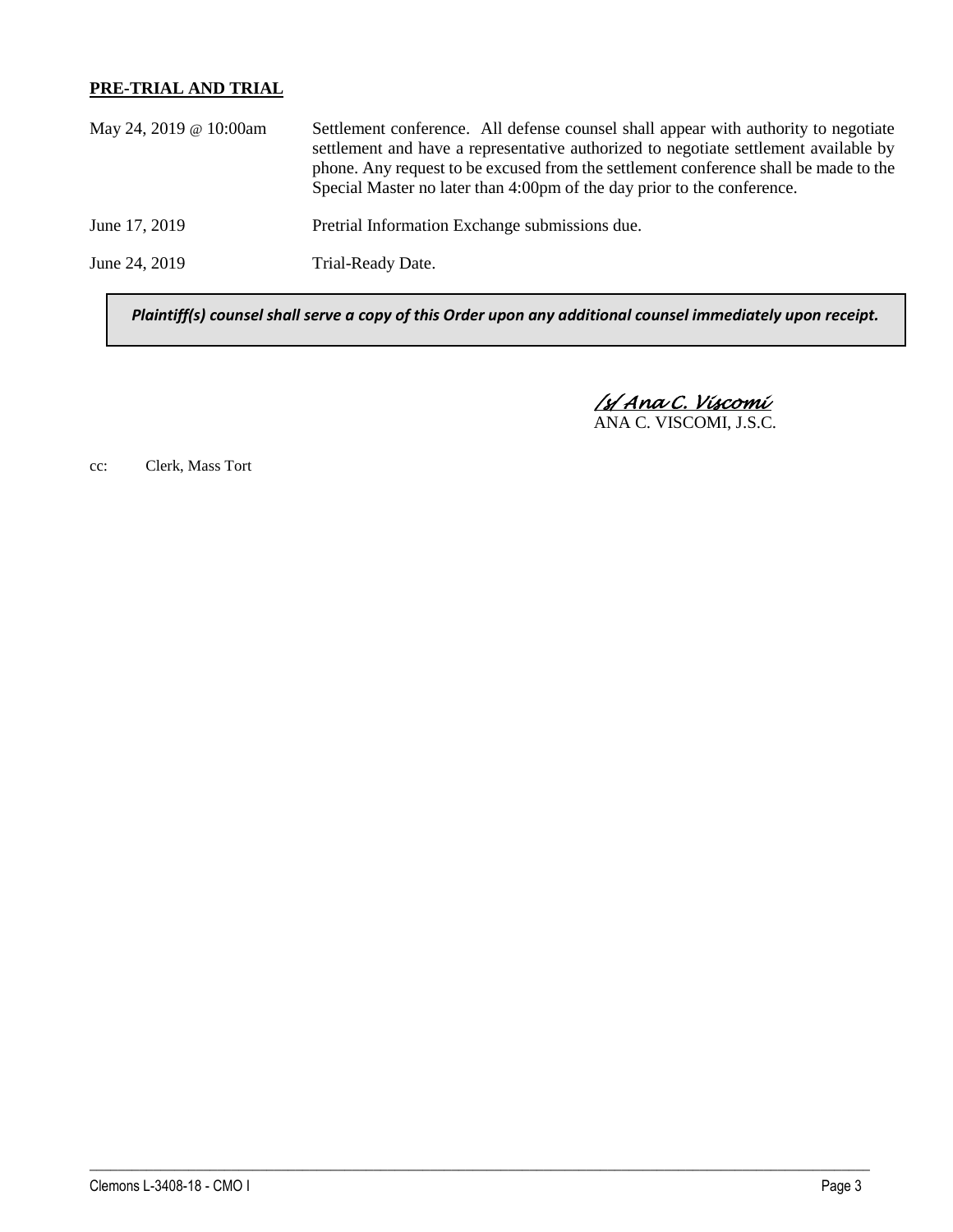**PRE-TRIAL AND TRIAL**

| | |
|---|---|
| May 24, 2019 @ 10:00am | Settlement conference. All defense counsel shall appear with authority to negotiate settlement and have a representative authorized to negotiate settlement available by phone. Any request to be excused from the settlement conference shall be made to the Special Master no later than 4:00pm of the day prior to the conference. |
| June 17, 2019 | Pretrial Information Exchange submissions due. |
| June 24, 2019 | Trial-Ready Date. |

***Plaintiff(s) counsel shall serve a copy of this Order upon any additional counsel immediately upon receipt.***

/s/ Ana C. Viscomi
ANA C. VISCOMI, J.S.C.

cc: Clerk, Mass Tort